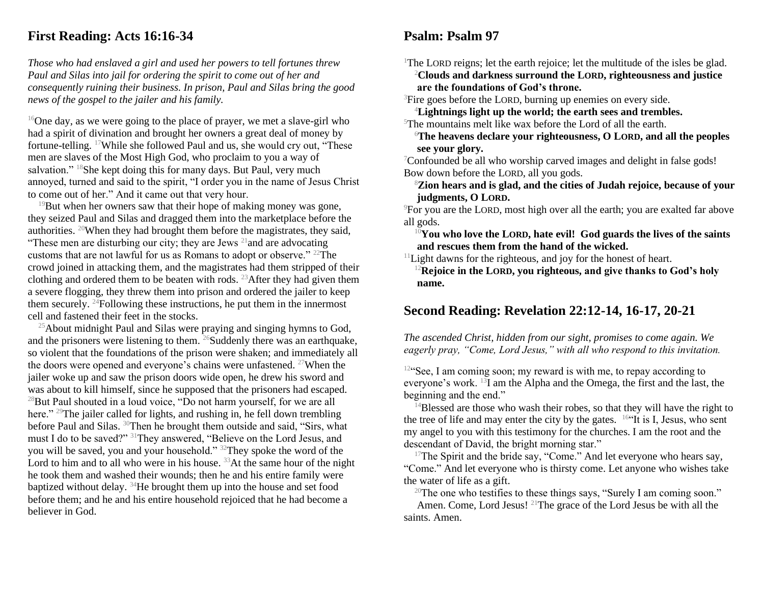## First Reading: Acts 16:16-34

*Those who had enslaved a girl and used her powers to tell fortunes threw Paul and Silas into jail for ordering the spirit to come out of her and consequently ruining their business. In prison, Paul and Silas bring the good news of the gospel to the jailer and his family.*

[16]One day, as we were going to the place of prayer, we met a slave-girl who had a spirit of divination and brought her owners a great deal of money by fortune-telling. [17]While she followed Paul and us, she would cry out, "These men are slaves of the Most High God, who proclaim to you a way of salvation." [18]She kept doing this for many days. But Paul, very much annoyed, turned and said to the spirit, "I order you in the name of Jesus Christ to come out of her." And it came out that very hour.

[19]But when her owners saw that their hope of making money was gone, they seized Paul and Silas and dragged them into the marketplace before the authorities. [20]When they had brought them before the magistrates, they said, "These men are disturbing our city; they are Jews [21]and are advocating customs that are not lawful for us as Romans to adopt or observe." [22]The crowd joined in attacking them, and the magistrates had them stripped of their clothing and ordered them to be beaten with rods. [23]After they had given them a severe flogging, they threw them into prison and ordered the jailer to keep them securely. [24]Following these instructions, he put them in the innermost cell and fastened their feet in the stocks.

[25]About midnight Paul and Silas were praying and singing hymns to God, and the prisoners were listening to them. [26]Suddenly there was an earthquake, so violent that the foundations of the prison were shaken; and immediately all the doors were opened and everyone's chains were unfastened. [27]When the jailer woke up and saw the prison doors wide open, he drew his sword and was about to kill himself, since he supposed that the prisoners had escaped. [28]But Paul shouted in a loud voice, "Do not harm yourself, for we are all here." [29]The jailer called for lights, and rushing in, he fell down trembling before Paul and Silas. [30]Then he brought them outside and said, "Sirs, what must I do to be saved?" [31]They answered, "Believe on the Lord Jesus, and you will be saved, you and your household." [32]They spoke the word of the Lord to him and to all who were in his house. [33]At the same hour of the night he took them and washed their wounds; then he and his entire family were baptized without delay. [34]He brought them up into the house and set food before them; and he and his entire household rejoiced that he had become a believer in God.

## Psalm: Psalm 97

[1]The LORD reigns; let the earth rejoice; let the multitude of the isles be glad.
**[2]Clouds and darkness surround the LORD, righteousness and justice are the foundations of God's throne.**
[3]Fire goes before the LORD, burning up enemies on every side.
**[4]Lightnings light up the world; the earth sees and trembles.**
[5]The mountains melt like wax before the Lord of all the earth.
**[6]The heavens declare your righteousness, O LORD, and all the peoples see your glory.**
[7]Confounded be all who worship carved images and delight in false gods! Bow down before the LORD, all you gods.
**[8]Zion hears and is glad, and the cities of Judah rejoice, because of your judgments, O LORD.**
[9]For you are the LORD, most high over all the earth; you are exalted far above all gods.
**[10]You who love the LORD, hate evil! God guards the lives of the saints and rescues them from the hand of the wicked.**
[11]Light dawns for the righteous, and joy for the honest of heart.
**[12]Rejoice in the LORD, you righteous, and give thanks to God's holy name.**

## Second Reading: Revelation 22:12-14, 16-17, 20-21

*The ascended Christ, hidden from our sight, promises to come again. We eagerly pray, "Come, Lord Jesus," with all who respond to this invitation.*

[12]"See, I am coming soon; my reward is with me, to repay according to everyone's work. [13]I am the Alpha and the Omega, the first and the last, the beginning and the end."

[14]Blessed are those who wash their robes, so that they will have the right to the tree of life and may enter the city by the gates. [16]"It is I, Jesus, who sent my angel to you with this testimony for the churches. I am the root and the descendant of David, the bright morning star."

[17]The Spirit and the bride say, "Come." And let everyone who hears say, "Come." And let everyone who is thirsty come. Let anyone who wishes take the water of life as a gift.

[20]The one who testifies to these things says, "Surely I am coming soon." Amen. Come, Lord Jesus! [21]The grace of the Lord Jesus be with all the saints. Amen.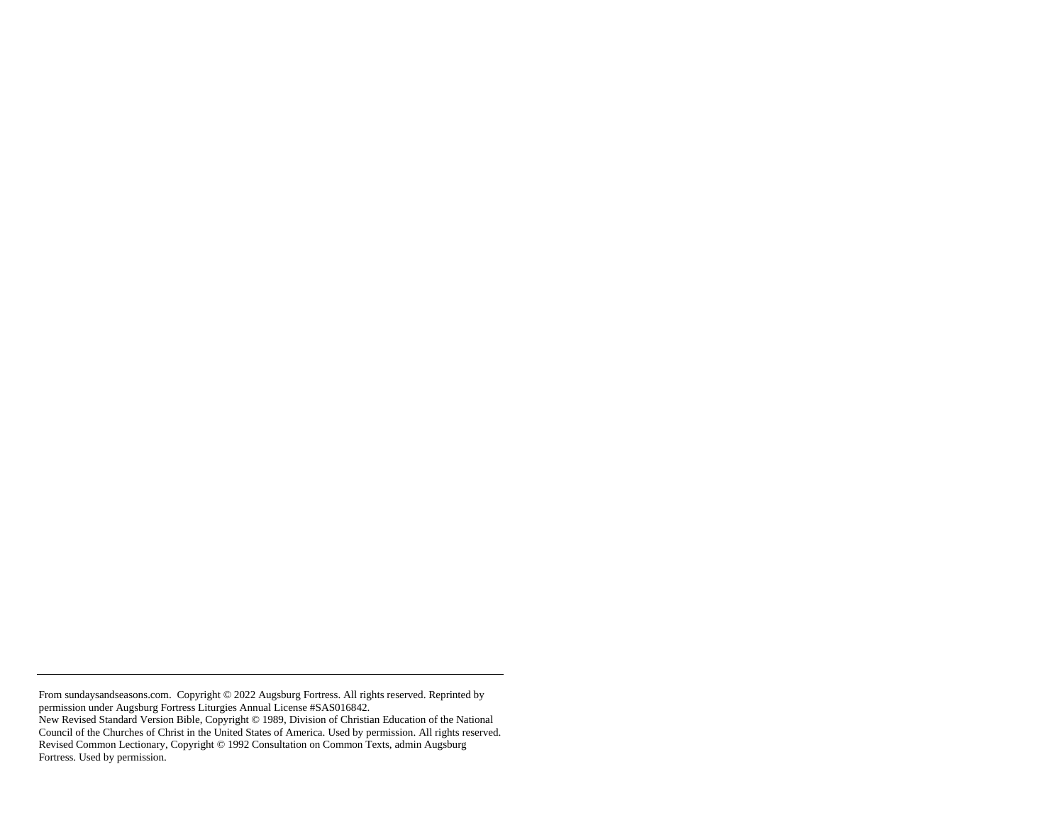---

From sundaysandseasons.com. Copyright © 2022 Augsburg Fortress. All rights reserved. Reprinted by permission under Augsburg Fortress Liturgies Annual License #SAS016842.
New Revised Standard Version Bible, Copyright © 1989, Division of Christian Education of the National Council of the Churches of Christ in the United States of America. Used by permission. All rights reserved.
Revised Common Lectionary, Copyright © 1992 Consultation on Common Texts, admin Augsburg Fortress. Used by permission.